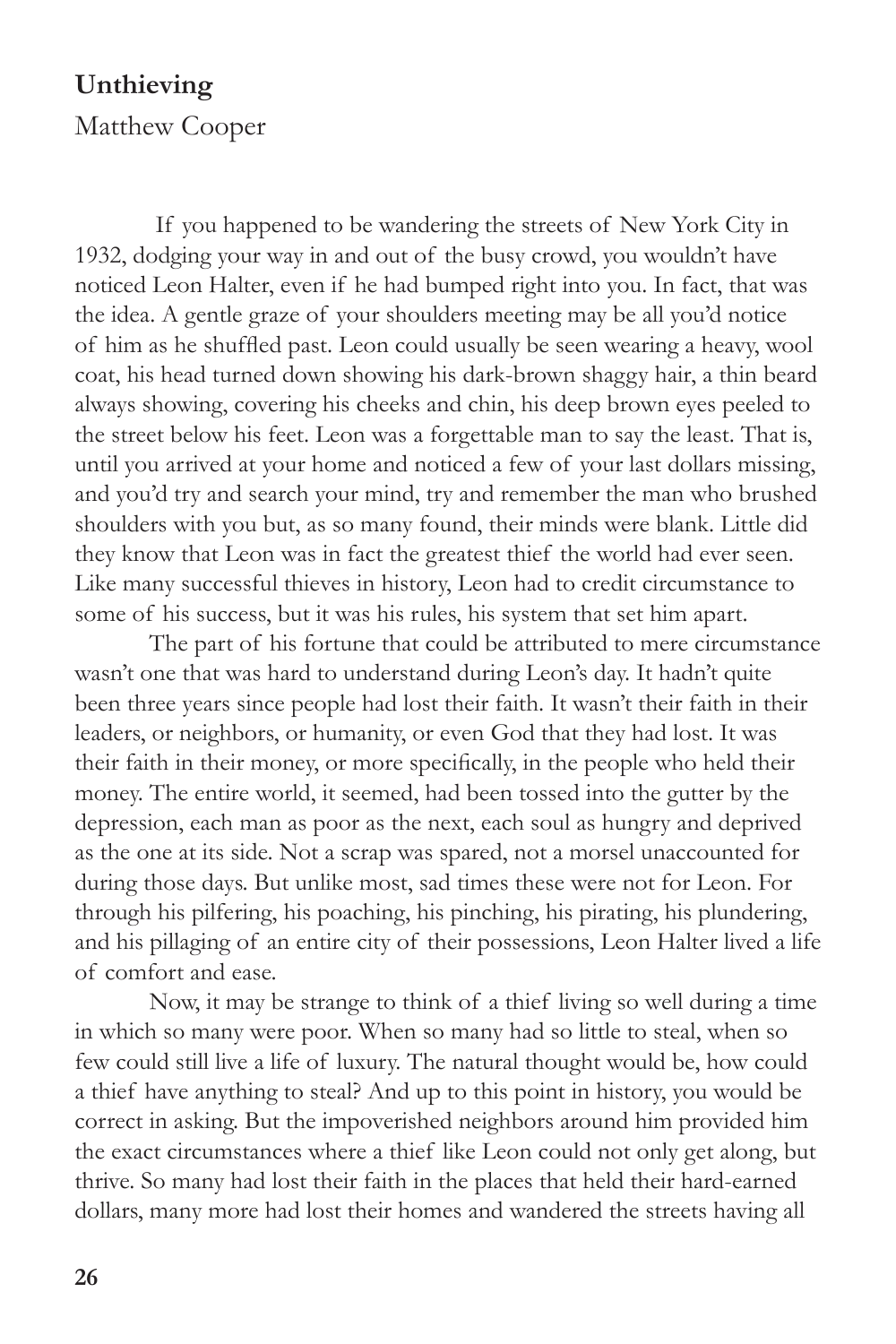# Unthieving

Matthew Cooper

If you happened to be wandering the streets of New York City in 1932, dodging your way in and out of the busy crowd, you wouldn't have noticed Leon Halter, even if he had bumped right into you. In fact, that was the idea. A gentle graze of your shoulders meeting may be all you'd notice of him as he shuffled past. Leon could usually be seen wearing a heavy, wool coat, his head turned down showing his dark-brown shaggy hair, a thin beard always showing, covering his cheeks and chin, his deep brown eyes peeled to the street below his feet. Leon was a forgettable man to say the least. That is, until you arrived at your home and noticed a few of your last dollars missing, and you'd try and search your mind, try and remember the man who brushed shoulders with you but, as so many found, their minds were blank. Little did they know that Leon was in fact the greatest thief the world had ever seen. Like many successful thieves in history, Leon had to credit circumstance to some of his success, but it was his rules, his system that set him apart.

The part of his fortune that could be attributed to mere circumstance wasn't one that was hard to understand during Leon's day. It hadn't quite been three years since people had lost their faith. It wasn't their faith in their leaders, or neighbors, or humanity, or even God that they had lost. It was their faith in their money, or more specifically, in the people who held their money. The entire world, it seemed, had been tossed into the gutter by the depression, each man as poor as the next, each soul as hungry and deprived as the one at its side. Not a scrap was spared, not a morsel unaccounted for during those days. But unlike most, sad times these were not for Leon. For through his pilfering, his poaching, his pinching, his pirating, his plundering, and his pillaging of an entire city of their possessions, Leon Halter lived a life of comfort and ease.

Now, it may be strange to think of a thief living so well during a time in which so many were poor. When so many had so little to steal, when so few could still live a life of luxury. The natural thought would be, how could a thief have anything to steal? And up to this point in history, you would be correct in asking. But the impoverished neighbors around him provided him the exact circumstances where a thief like Leon could not only get along, but thrive. So many had lost their faith in the places that held their hard-earned dollars, many more had lost their homes and wandered the streets having all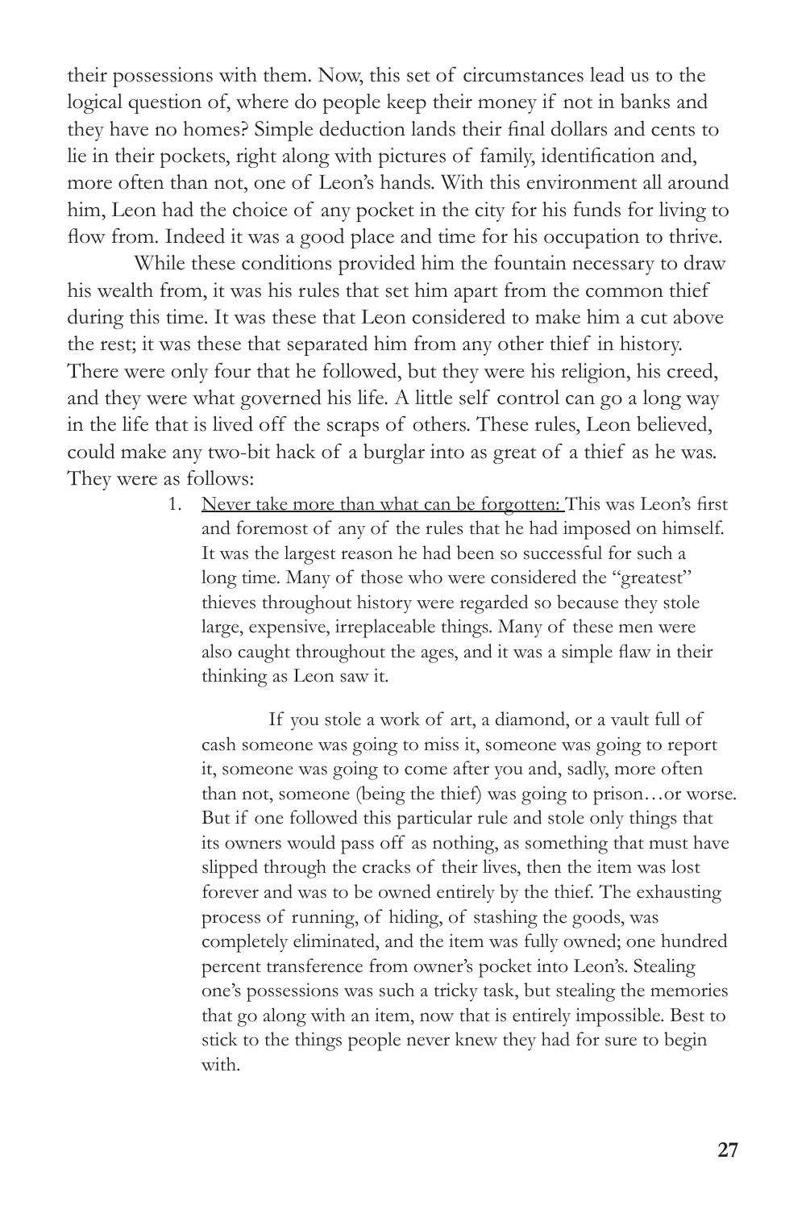their possessions with them. Now, this set of circumstances lead us to the logical question of, where do people keep their money if not in banks and they have no homes? Simple deduction lands their final dollars and cents to lie in their pockets, right along with pictures of family, identification and, more often than not, one of Leon's hands. With this environment all around him, Leon had the choice of any pocket in the city for his funds for living to flow from. Indeed it was a good place and time for his occupation to thrive.

While these conditions provided him the fountain necessary to draw his wealth from, it was his rules that set him apart from the common thief during this time. It was these that Leon considered to make him a cut above the rest; it was these that separated him from any other thief in history. There were only four that he followed, but they were his religion, his creed, and they were what governed his life. A little self control can go a long way in the life that is lived off the scraps of others. These rules, Leon believed, could make any two-bit hack of a burglar into as great of a thief as he was. They were as follows:

1. <u>Never take more than what can be forgotten:</u> This was Leon's first and foremost of any of the rules that he had imposed on himself. It was the largest reason he had been so successful for such a long time. Many of those who were considered the "greatest" thieves throughout history were regarded so because they stole large, expensive, irreplaceable things. Many of these men were also caught throughout the ages, and it was a simple flaw in their thinking as Leon saw it.

   If you stole a work of art, a diamond, or a vault full of cash someone was going to miss it, someone was going to report it, someone was going to come after you and, sadly, more often than not, someone (being the thief) was going to prison…or worse. But if one followed this particular rule and stole only things that its owners would pass off as nothing, as something that must have slipped through the cracks of their lives, then the item was lost forever and was to be owned entirely by the thief. The exhausting process of running, of hiding, of stashing the goods, was completely eliminated, and the item was fully owned; one hundred percent transference from owner's pocket into Leon's. Stealing one's possessions was such a tricky task, but stealing the memories that go along with an item, now that is entirely impossible. Best to stick to the things people never knew they had for sure to begin with.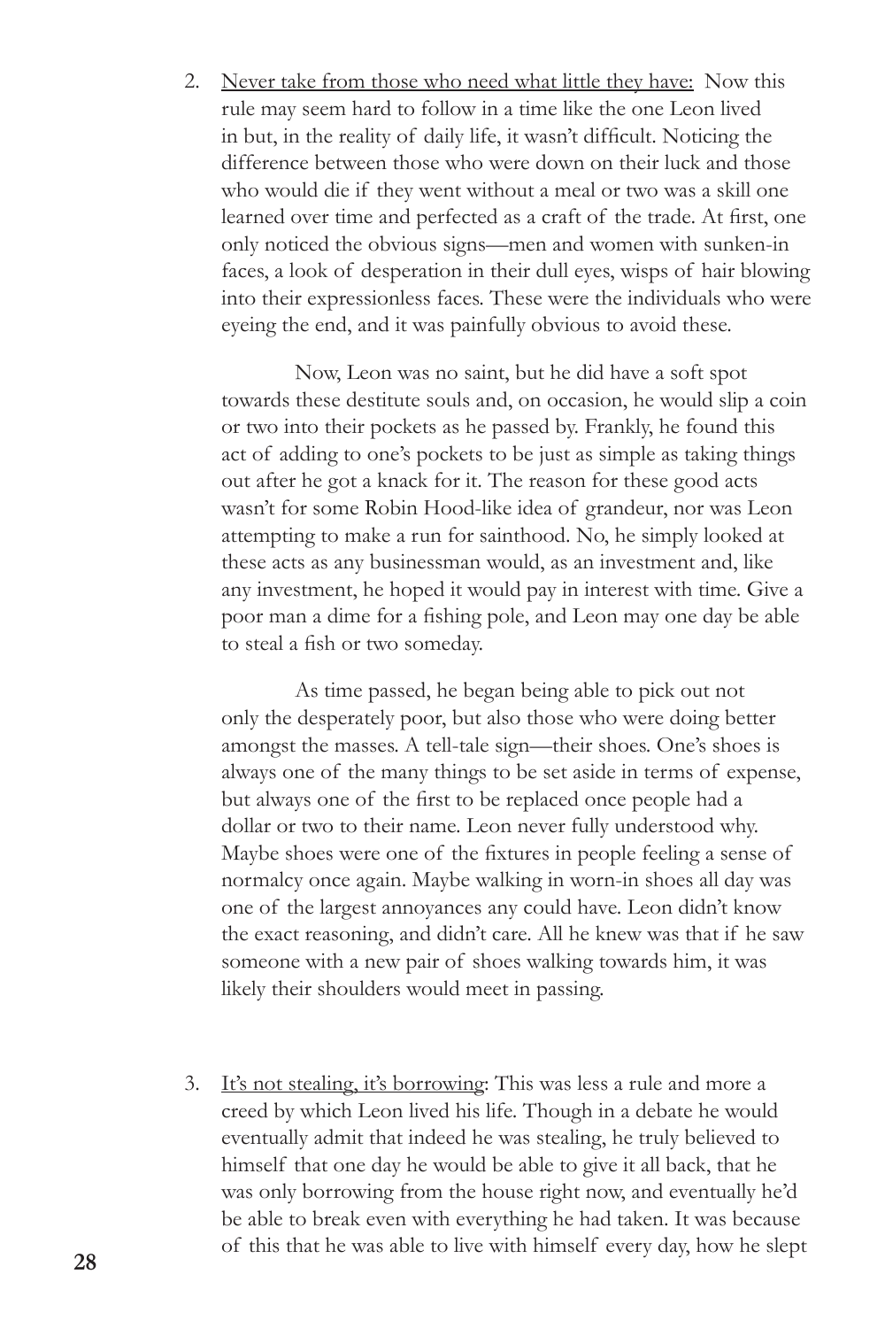2. <u>Never take from those who need what little they have:</u> Now this rule may seem hard to follow in a time like the one Leon lived in but, in the reality of daily life, it wasn't difficult. Noticing the difference between those who were down on their luck and those who would die if they went without a meal or two was a skill one learned over time and perfected as a craft of the trade. At first, one only noticed the obvious signs—men and women with sunken-in faces, a look of desperation in their dull eyes, wisps of hair blowing into their expressionless faces. These were the individuals who were eyeing the end, and it was painfully obvious to avoid these.

   Now, Leon was no saint, but he did have a soft spot towards these destitute souls and, on occasion, he would slip a coin or two into their pockets as he passed by. Frankly, he found this act of adding to one's pockets to be just as simple as taking things out after he got a knack for it. The reason for these good acts wasn't for some Robin Hood-like idea of grandeur, nor was Leon attempting to make a run for sainthood. No, he simply looked at these acts as any businessman would, as an investment and, like any investment, he hoped it would pay in interest with time. Give a poor man a dime for a fishing pole, and Leon may one day be able to steal a fish or two someday.

   As time passed, he began being able to pick out not only the desperately poor, but also those who were doing better amongst the masses. A tell-tale sign—their shoes. One's shoes is always one of the many things to be set aside in terms of expense, but always one of the first to be replaced once people had a dollar or two to their name. Leon never fully understood why. Maybe shoes were one of the fixtures in people feeling a sense of normalcy once again. Maybe walking in worn-in shoes all day was one of the largest annoyances any could have. Leon didn't know the exact reasoning, and didn't care. All he knew was that if he saw someone with a new pair of shoes walking towards him, it was likely their shoulders would meet in passing.

3. <u>It's not stealing, it's borrowing</u>: This was less a rule and more a creed by which Leon lived his life. Though in a debate he would eventually admit that indeed he was stealing, he truly believed to himself that one day he would be able to give it all back, that he was only borrowing from the house right now, and eventually he'd be able to break even with everything he had taken. It was because of this that he was able to live with himself every day, how he slept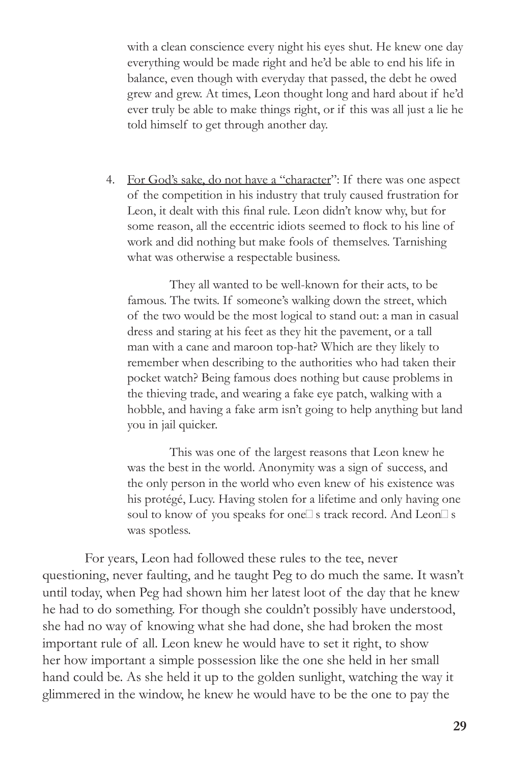with a clean conscience every night his eyes shut. He knew one day everything would be made right and he'd be able to end his life in balance, even though with everyday that passed, the debt he owed grew and grew. At times, Leon thought long and hard about if he'd ever truly be able to make things right, or if this was all just a lie he told himself to get through another day.

4. <u>For God's sake, do not have a "character"</u>: If there was one aspect of the competition in his industry that truly caused frustration for Leon, it dealt with this final rule. Leon didn't know why, but for some reason, all the eccentric idiots seemed to flock to his line of work and did nothing but make fools of themselves. Tarnishing what was otherwise a respectable business.

   They all wanted to be well-known for their acts, to be famous. The twits. If someone's walking down the street, which of the two would be the most logical to stand out: a man in casual dress and staring at his feet as they hit the pavement, or a tall man with a cane and maroon top-hat? Which are they likely to remember when describing to the authorities who had taken their pocket watch? Being famous does nothing but cause problems in the thieving trade, and wearing a fake eye patch, walking with a hobble, and having a fake arm isn't going to help anything but land you in jail quicker.

   This was one of the largest reasons that Leon knew he was the best in the world. Anonymity was a sign of success, and the only person in the world who even knew of his existence was his protégé, Lucy. Having stolen for a lifetime and only having one soul to know of you speaks for one□s track record. And Leon□s was spotless.

For years, Leon had followed these rules to the tee, never questioning, never faulting, and he taught Peg to do much the same. It wasn't until today, when Peg had shown him her latest loot of the day that he knew he had to do something. For though she couldn't possibly have understood, she had no way of knowing what she had done, she had broken the most important rule of all. Leon knew he would have to set it right, to show her how important a simple possession like the one she held in her small hand could be. As she held it up to the golden sunlight, watching the way it glimmered in the window, he knew he would have to be the one to pay the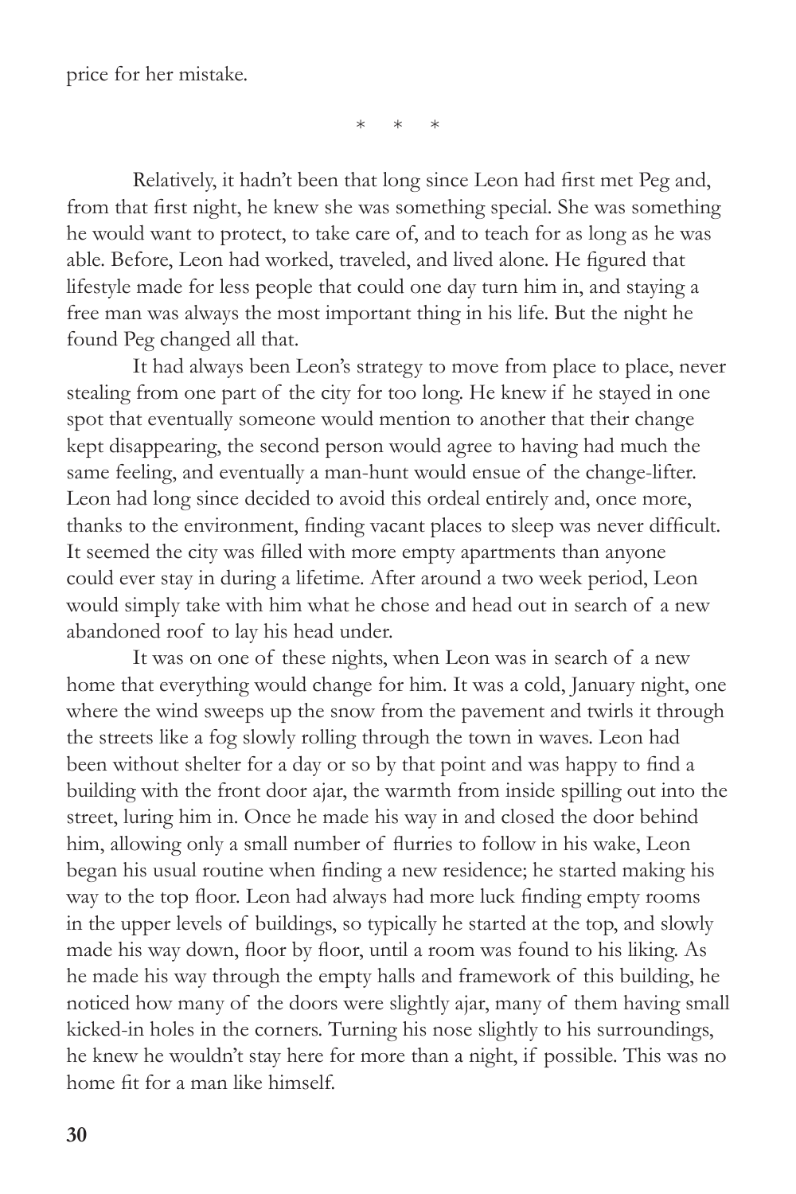price for her mistake.

\*   \*   \*

Relatively, it hadn't been that long since Leon had first met Peg and, from that first night, he knew she was something special. She was something he would want to protect, to take care of, and to teach for as long as he was able. Before, Leon had worked, traveled, and lived alone. He figured that lifestyle made for less people that could one day turn him in, and staying a free man was always the most important thing in his life. But the night he found Peg changed all that.

It had always been Leon's strategy to move from place to place, never stealing from one part of the city for too long. He knew if he stayed in one spot that eventually someone would mention to another that their change kept disappearing, the second person would agree to having had much the same feeling, and eventually a man-hunt would ensue of the change-lifter. Leon had long since decided to avoid this ordeal entirely and, once more, thanks to the environment, finding vacant places to sleep was never difficult. It seemed the city was filled with more empty apartments than anyone could ever stay in during a lifetime. After around a two week period, Leon would simply take with him what he chose and head out in search of a new abandoned roof to lay his head under.

It was on one of these nights, when Leon was in search of a new home that everything would change for him. It was a cold, January night, one where the wind sweeps up the snow from the pavement and twirls it through the streets like a fog slowly rolling through the town in waves. Leon had been without shelter for a day or so by that point and was happy to find a building with the front door ajar, the warmth from inside spilling out into the street, luring him in. Once he made his way in and closed the door behind him, allowing only a small number of flurries to follow in his wake, Leon began his usual routine when finding a new residence; he started making his way to the top floor. Leon had always had more luck finding empty rooms in the upper levels of buildings, so typically he started at the top, and slowly made his way down, floor by floor, until a room was found to his liking. As he made his way through the empty halls and framework of this building, he noticed how many of the doors were slightly ajar, many of them having small kicked-in holes in the corners. Turning his nose slightly to his surroundings, he knew he wouldn't stay here for more than a night, if possible. This was no home fit for a man like himself.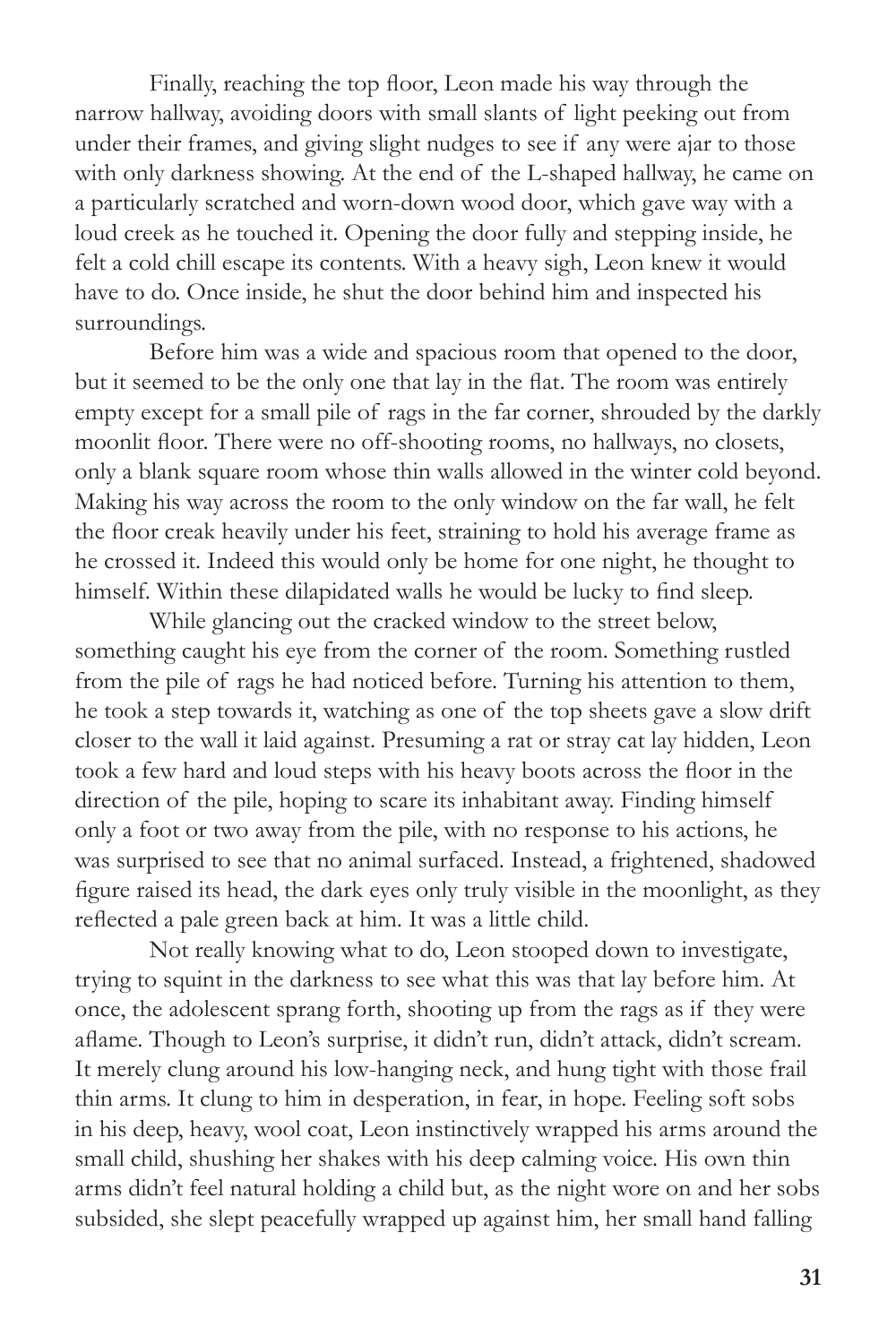Finally, reaching the top floor, Leon made his way through the narrow hallway, avoiding doors with small slants of light peeking out from under their frames, and giving slight nudges to see if any were ajar to those with only darkness showing. At the end of the L-shaped hallway, he came on a particularly scratched and worn-down wood door, which gave way with a loud creek as he touched it. Opening the door fully and stepping inside, he felt a cold chill escape its contents. With a heavy sigh, Leon knew it would have to do. Once inside, he shut the door behind him and inspected his surroundings.

Before him was a wide and spacious room that opened to the door, but it seemed to be the only one that lay in the flat. The room was entirely empty except for a small pile of rags in the far corner, shrouded by the darkly moonlit floor. There were no off-shooting rooms, no hallways, no closets, only a blank square room whose thin walls allowed in the winter cold beyond. Making his way across the room to the only window on the far wall, he felt the floor creak heavily under his feet, straining to hold his average frame as he crossed it. Indeed this would only be home for one night, he thought to himself. Within these dilapidated walls he would be lucky to find sleep.

While glancing out the cracked window to the street below, something caught his eye from the corner of the room. Something rustled from the pile of rags he had noticed before. Turning his attention to them, he took a step towards it, watching as one of the top sheets gave a slow drift closer to the wall it laid against. Presuming a rat or stray cat lay hidden, Leon took a few hard and loud steps with his heavy boots across the floor in the direction of the pile, hoping to scare its inhabitant away. Finding himself only a foot or two away from the pile, with no response to his actions, he was surprised to see that no animal surfaced. Instead, a frightened, shadowed figure raised its head, the dark eyes only truly visible in the moonlight, as they reflected a pale green back at him. It was a little child.

Not really knowing what to do, Leon stooped down to investigate, trying to squint in the darkness to see what this was that lay before him. At once, the adolescent sprang forth, shooting up from the rags as if they were aflame. Though to Leon's surprise, it didn't run, didn't attack, didn't scream. It merely clung around his low-hanging neck, and hung tight with those frail thin arms. It clung to him in desperation, in fear, in hope. Feeling soft sobs in his deep, heavy, wool coat, Leon instinctively wrapped his arms around the small child, shushing her shakes with his deep calming voice. His own thin arms didn't feel natural holding a child but, as the night wore on and her sobs subsided, she slept peacefully wrapped up against him, her small hand falling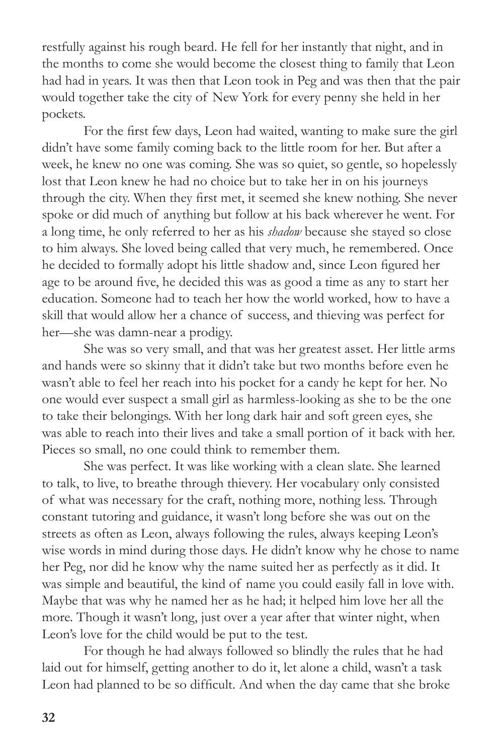restfully against his rough beard. He fell for her instantly that night, and in the months to come she would become the closest thing to family that Leon had had in years. It was then that Leon took in Peg and was then that the pair would together take the city of New York for every penny she held in her pockets.

For the first few days, Leon had waited, wanting to make sure the girl didn't have some family coming back to the little room for her. But after a week, he knew no one was coming. She was so quiet, so gentle, so hopelessly lost that Leon knew he had no choice but to take her in on his journeys through the city. When they first met, it seemed she knew nothing. She never spoke or did much of anything but follow at his back wherever he went. For a long time, he only referred to her as his *shadow* because she stayed so close to him always. She loved being called that very much, he remembered. Once he decided to formally adopt his little shadow and, since Leon figured her age to be around five, he decided this was as good a time as any to start her education. Someone had to teach her how the world worked, how to have a skill that would allow her a chance of success, and thieving was perfect for her—she was damn-near a prodigy.

She was so very small, and that was her greatest asset. Her little arms and hands were so skinny that it didn't take but two months before even he wasn't able to feel her reach into his pocket for a candy he kept for her. No one would ever suspect a small girl as harmless-looking as she to be the one to take their belongings. With her long dark hair and soft green eyes, she was able to reach into their lives and take a small portion of it back with her. Pieces so small, no one could think to remember them.

She was perfect. It was like working with a clean slate. She learned to talk, to live, to breathe through thievery. Her vocabulary only consisted of what was necessary for the craft, nothing more, nothing less. Through constant tutoring and guidance, it wasn't long before she was out on the streets as often as Leon, always following the rules, always keeping Leon's wise words in mind during those days. He didn't know why he chose to name her Peg, nor did he know why the name suited her as perfectly as it did. It was simple and beautiful, the kind of name you could easily fall in love with. Maybe that was why he named her as he had; it helped him love her all the more. Though it wasn't long, just over a year after that winter night, when Leon's love for the child would be put to the test.

For though he had always followed so blindly the rules that he had laid out for himself, getting another to do it, let alone a child, wasn't a task Leon had planned to be so difficult. And when the day came that she broke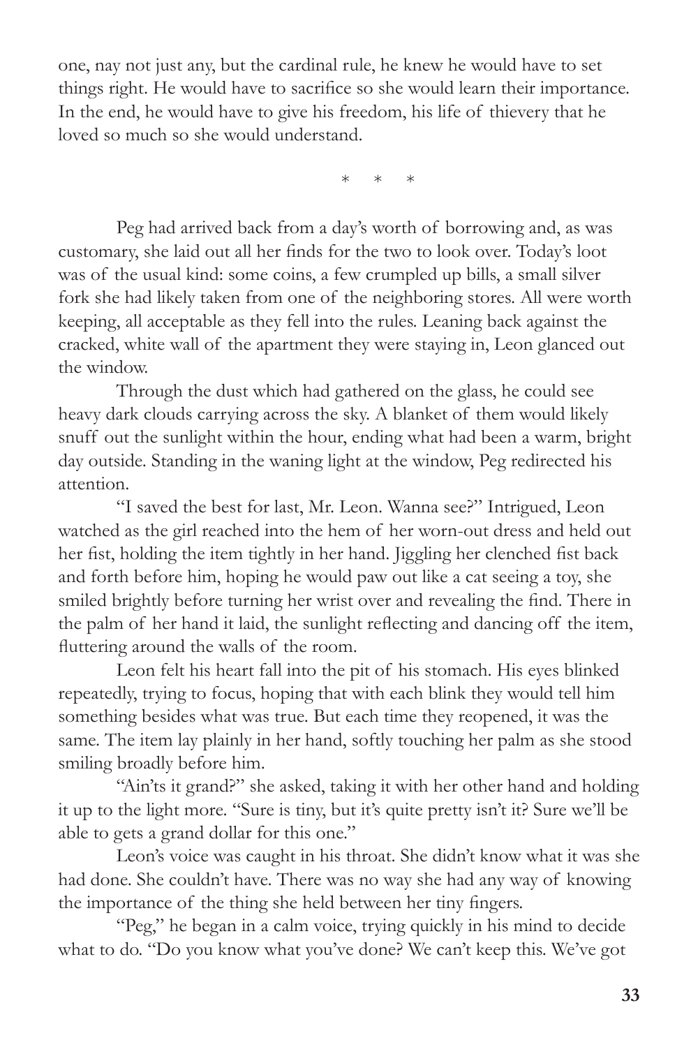one, nay not just any, but the cardinal rule, he knew he would have to set things right. He would have to sacrifice so she would learn their importance. In the end, he would have to give his freedom, his life of thievery that he loved so much so she would understand.

\*   \*   \*

Peg had arrived back from a day's worth of borrowing and, as was customary, she laid out all her finds for the two to look over. Today's loot was of the usual kind: some coins, a few crumpled up bills, a small silver fork she had likely taken from one of the neighboring stores. All were worth keeping, all acceptable as they fell into the rules. Leaning back against the cracked, white wall of the apartment they were staying in, Leon glanced out the window.

Through the dust which had gathered on the glass, he could see heavy dark clouds carrying across the sky. A blanket of them would likely snuff out the sunlight within the hour, ending what had been a warm, bright day outside. Standing in the waning light at the window, Peg redirected his attention.

"I saved the best for last, Mr. Leon. Wanna see?" Intrigued, Leon watched as the girl reached into the hem of her worn-out dress and held out her fist, holding the item tightly in her hand. Jiggling her clenched fist back and forth before him, hoping he would paw out like a cat seeing a toy, she smiled brightly before turning her wrist over and revealing the find. There in the palm of her hand it laid, the sunlight reflecting and dancing off the item, fluttering around the walls of the room.

Leon felt his heart fall into the pit of his stomach. His eyes blinked repeatedly, trying to focus, hoping that with each blink they would tell him something besides what was true. But each time they reopened, it was the same. The item lay plainly in her hand, softly touching her palm as she stood smiling broadly before him.

"Ain'ts it grand?" she asked, taking it with her other hand and holding it up to the light more. "Sure is tiny, but it's quite pretty isn't it? Sure we'll be able to gets a grand dollar for this one."

Leon's voice was caught in his throat. She didn't know what it was she had done. She couldn't have. There was no way she had any way of knowing the importance of the thing she held between her tiny fingers.

"Peg," he began in a calm voice, trying quickly in his mind to decide what to do. "Do you know what you've done? We can't keep this. We've got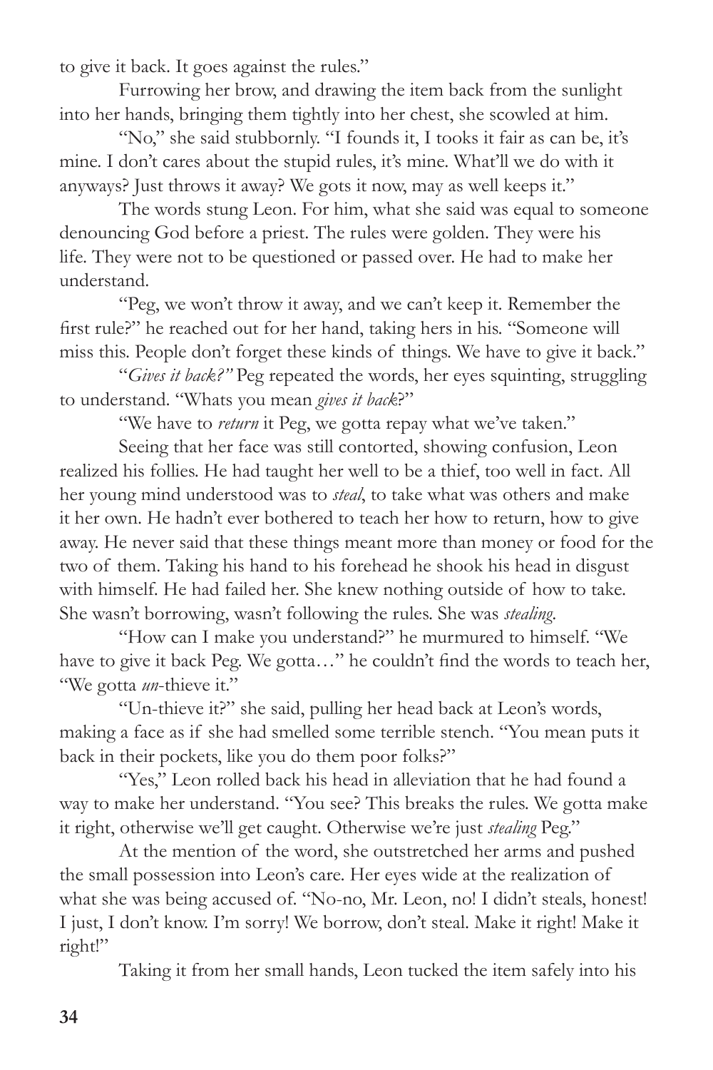to give it back. It goes against the rules."

Furrowing her brow, and drawing the item back from the sunlight into her hands, bringing them tightly into her chest, she scowled at him.

"No," she said stubbornly. "I founds it, I tooks it fair as can be, it's mine. I don't cares about the stupid rules, it's mine. What'll we do with it anyways? Just throws it away? We gots it now, may as well keeps it."

The words stung Leon. For him, what she said was equal to someone denouncing God before a priest. The rules were golden. They were his life. They were not to be questioned or passed over. He had to make her understand.

"Peg, we won't throw it away, and we can't keep it. Remember the first rule?" he reached out for her hand, taking hers in his. "Someone will miss this. People don't forget these kinds of things. We have to give it back."

"*Gives it back?"* Peg repeated the words, her eyes squinting, struggling to understand. "Whats you mean *gives it back*?"

"We have to *return* it Peg, we gotta repay what we've taken."

Seeing that her face was still contorted, showing confusion, Leon realized his follies. He had taught her well to be a thief, too well in fact. All her young mind understood was to *steal*, to take what was others and make it her own. He hadn't ever bothered to teach her how to return, how to give away. He never said that these things meant more than money or food for the two of them. Taking his hand to his forehead he shook his head in disgust with himself. He had failed her. She knew nothing outside of how to take. She wasn't borrowing, wasn't following the rules. She was *stealing*.

"How can I make you understand?" he murmured to himself. "We have to give it back Peg. We gotta…" he couldn't find the words to teach her, "We gotta *un*-thieve it."

"Un-thieve it?" she said, pulling her head back at Leon's words, making a face as if she had smelled some terrible stench. "You mean puts it back in their pockets, like you do them poor folks?"

"Yes," Leon rolled back his head in alleviation that he had found a way to make her understand. "You see? This breaks the rules. We gotta make it right, otherwise we'll get caught. Otherwise we're just *stealing* Peg."

At the mention of the word, she outstretched her arms and pushed the small possession into Leon's care. Her eyes wide at the realization of what she was being accused of. "No-no, Mr. Leon, no! I didn't steals, honest! I just, I don't know. I'm sorry! We borrow, don't steal. Make it right! Make it right!"

Taking it from her small hands, Leon tucked the item safely into his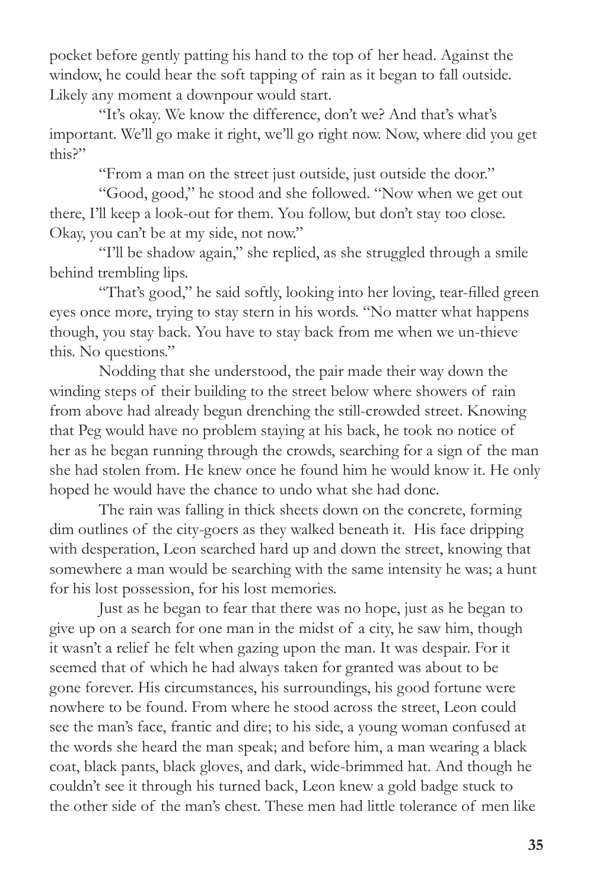pocket before gently patting his hand to the top of her head. Against the window, he could hear the soft tapping of rain as it began to fall outside. Likely any moment a downpour would start.

"It's okay. We know the difference, don't we? And that's what's important. We'll go make it right, we'll go right now. Now, where did you get this?"

"From a man on the street just outside, just outside the door."

"Good, good," he stood and she followed. "Now when we get out there, I'll keep a look-out for them. You follow, but don't stay too close. Okay, you can't be at my side, not now."

"I'll be shadow again," she replied, as she struggled through a smile behind trembling lips.

"That's good," he said softly, looking into her loving, tear-filled green eyes once more, trying to stay stern in his words. "No matter what happens though, you stay back. You have to stay back from me when we un-thieve this. No questions."

Nodding that she understood, the pair made their way down the winding steps of their building to the street below where showers of rain from above had already begun drenching the still-crowded street. Knowing that Peg would have no problem staying at his back, he took no notice of her as he began running through the crowds, searching for a sign of the man she had stolen from. He knew once he found him he would know it. He only hoped he would have the chance to undo what she had done.

The rain was falling in thick sheets down on the concrete, forming dim outlines of the city-goers as they walked beneath it. His face dripping with desperation, Leon searched hard up and down the street, knowing that somewhere a man would be searching with the same intensity he was; a hunt for his lost possession, for his lost memories.

Just as he began to fear that there was no hope, just as he began to give up on a search for one man in the midst of a city, he saw him, though it wasn't a relief he felt when gazing upon the man. It was despair. For it seemed that of which he had always taken for granted was about to be gone forever. His circumstances, his surroundings, his good fortune were nowhere to be found. From where he stood across the street, Leon could see the man's face, frantic and dire; to his side, a young woman confused at the words she heard the man speak; and before him, a man wearing a black coat, black pants, black gloves, and dark, wide-brimmed hat. And though he couldn't see it through his turned back, Leon knew a gold badge stuck to the other side of the man's chest. These men had little tolerance of men like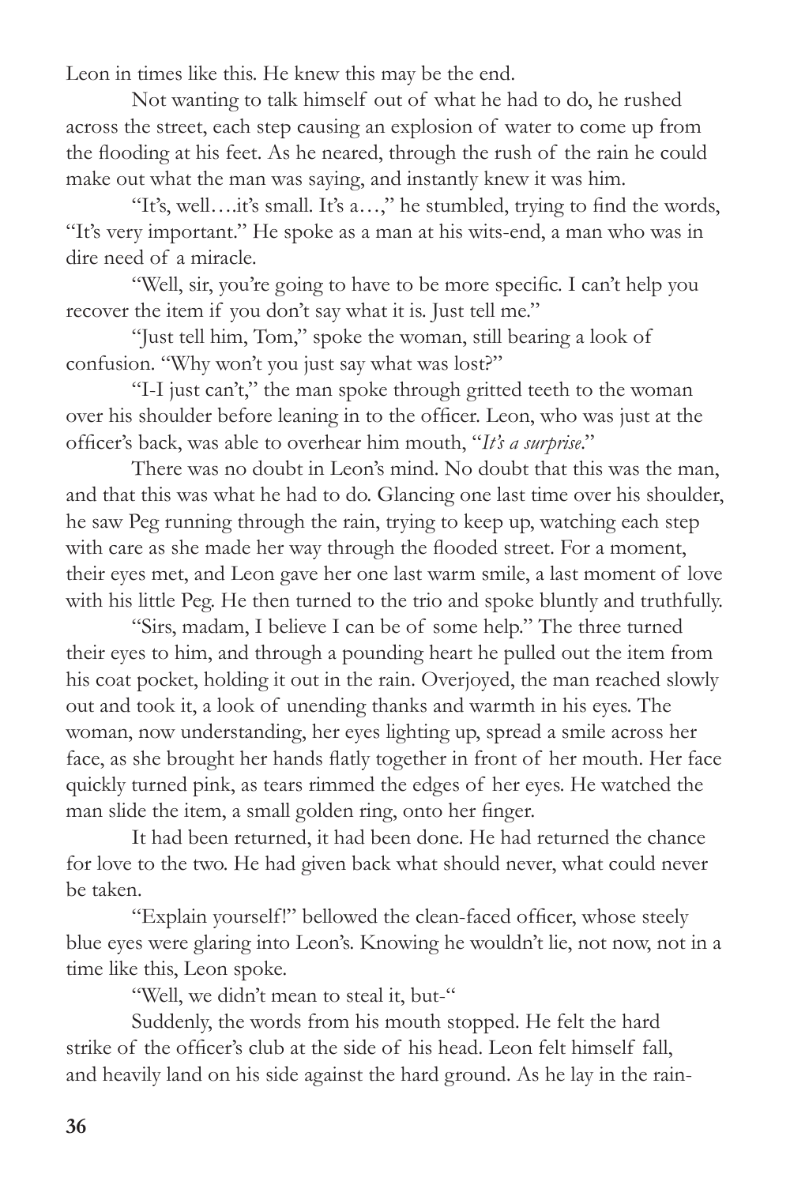Leon in times like this. He knew this may be the end.

Not wanting to talk himself out of what he had to do, he rushed across the street, each step causing an explosion of water to come up from the flooding at his feet. As he neared, through the rush of the rain he could make out what the man was saying, and instantly knew it was him.

"It's, well….it's small. It's a…," he stumbled, trying to find the words, "It's very important." He spoke as a man at his wits-end, a man who was in dire need of a miracle.

"Well, sir, you're going to have to be more specific. I can't help you recover the item if you don't say what it is. Just tell me."

"Just tell him, Tom," spoke the woman, still bearing a look of confusion. "Why won't you just say what was lost?"

"I-I just can't," the man spoke through gritted teeth to the woman over his shoulder before leaning in to the officer. Leon, who was just at the officer's back, was able to overhear him mouth, "*It's a surprise*."

There was no doubt in Leon's mind. No doubt that this was the man, and that this was what he had to do. Glancing one last time over his shoulder, he saw Peg running through the rain, trying to keep up, watching each step with care as she made her way through the flooded street. For a moment, their eyes met, and Leon gave her one last warm smile, a last moment of love with his little Peg. He then turned to the trio and spoke bluntly and truthfully.

"Sirs, madam, I believe I can be of some help." The three turned their eyes to him, and through a pounding heart he pulled out the item from his coat pocket, holding it out in the rain. Overjoyed, the man reached slowly out and took it, a look of unending thanks and warmth in his eyes. The woman, now understanding, her eyes lighting up, spread a smile across her face, as she brought her hands flatly together in front of her mouth. Her face quickly turned pink, as tears rimmed the edges of her eyes. He watched the man slide the item, a small golden ring, onto her finger.

It had been returned, it had been done. He had returned the chance for love to the two. He had given back what should never, what could never be taken.

"Explain yourself!" bellowed the clean-faced officer, whose steely blue eyes were glaring into Leon's. Knowing he wouldn't lie, not now, not in a time like this, Leon spoke.

"Well, we didn't mean to steal it, but-"

Suddenly, the words from his mouth stopped. He felt the hard strike of the officer's club at the side of his head. Leon felt himself fall, and heavily land on his side against the hard ground. As he lay in the rain-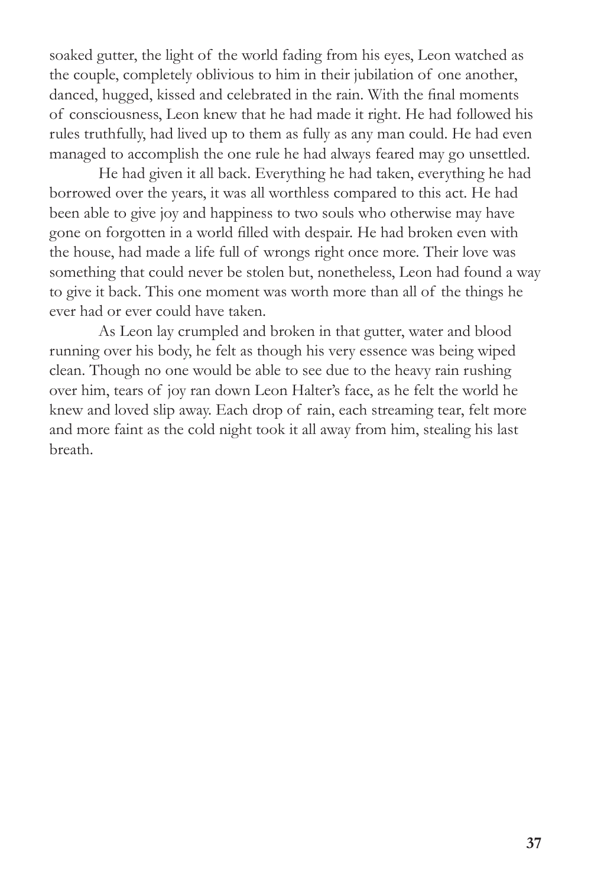soaked gutter, the light of the world fading from his eyes, Leon watched as the couple, completely oblivious to him in their jubilation of one another, danced, hugged, kissed and celebrated in the rain. With the final moments of consciousness, Leon knew that he had made it right. He had followed his rules truthfully, had lived up to them as fully as any man could. He had even managed to accomplish the one rule he had always feared may go unsettled.

He had given it all back. Everything he had taken, everything he had borrowed over the years, it was all worthless compared to this act. He had been able to give joy and happiness to two souls who otherwise may have gone on forgotten in a world filled with despair. He had broken even with the house, had made a life full of wrongs right once more. Their love was something that could never be stolen but, nonetheless, Leon had found a way to give it back. This one moment was worth more than all of the things he ever had or ever could have taken.

As Leon lay crumpled and broken in that gutter, water and blood running over his body, he felt as though his very essence was being wiped clean. Though no one would be able to see due to the heavy rain rushing over him, tears of joy ran down Leon Halter's face, as he felt the world he knew and loved slip away. Each drop of rain, each streaming tear, felt more and more faint as the cold night took it all away from him, stealing his last breath.